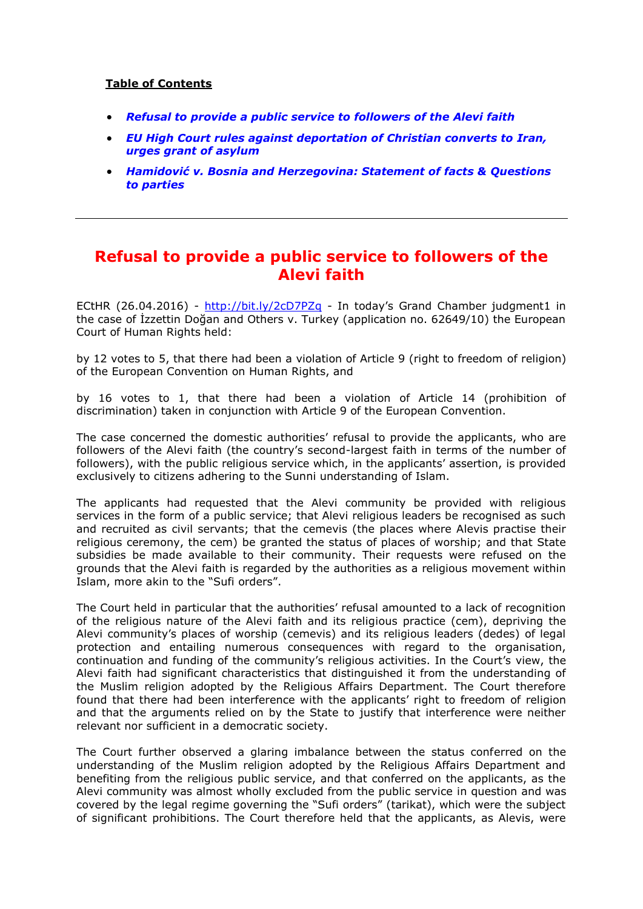**Table of Contents**

- ***Refusal to provide a public service to followers of the Alevi faith***
- ***EU High Court rules against deportation of Christian converts to Iran, urges grant of asylum***
- ***Hamidović v. Bosnia and Herzegovina: Statement of facts & Questions to parties***

---

# Refusal to provide a public service to followers of the Alevi faith

ECtHR (26.04.2016) - http://bit.ly/2cD7PZq - In today's Grand Chamber judgment1 in the case of İzzettin Doğan and Others v. Turkey (application no. 62649/10) the European Court of Human Rights held:

by 12 votes to 5, that there had been a violation of Article 9 (right to freedom of religion) of the European Convention on Human Rights, and

by 16 votes to 1, that there had been a violation of Article 14 (prohibition of discrimination) taken in conjunction with Article 9 of the European Convention.

The case concerned the domestic authorities' refusal to provide the applicants, who are followers of the Alevi faith (the country's second-largest faith in terms of the number of followers), with the public religious service which, in the applicants' assertion, is provided exclusively to citizens adhering to the Sunni understanding of Islam.

The applicants had requested that the Alevi community be provided with religious services in the form of a public service; that Alevi religious leaders be recognised as such and recruited as civil servants; that the cemevis (the places where Alevis practise their religious ceremony, the cem) be granted the status of places of worship; and that State subsidies be made available to their community. Their requests were refused on the grounds that the Alevi faith is regarded by the authorities as a religious movement within Islam, more akin to the "Sufi orders".

The Court held in particular that the authorities' refusal amounted to a lack of recognition of the religious nature of the Alevi faith and its religious practice (cem), depriving the Alevi community's places of worship (cemevis) and its religious leaders (dedes) of legal protection and entailing numerous consequences with regard to the organisation, continuation and funding of the community's religious activities. In the Court's view, the Alevi faith had significant characteristics that distinguished it from the understanding of the Muslim religion adopted by the Religious Affairs Department. The Court therefore found that there had been interference with the applicants' right to freedom of religion and that the arguments relied on by the State to justify that interference were neither relevant nor sufficient in a democratic society.

The Court further observed a glaring imbalance between the status conferred on the understanding of the Muslim religion adopted by the Religious Affairs Department and benefiting from the religious public service, and that conferred on the applicants, as the Alevi community was almost wholly excluded from the public service in question and was covered by the legal regime governing the "Sufi orders" (tarikat), which were the subject of significant prohibitions. The Court therefore held that the applicants, as Alevis, were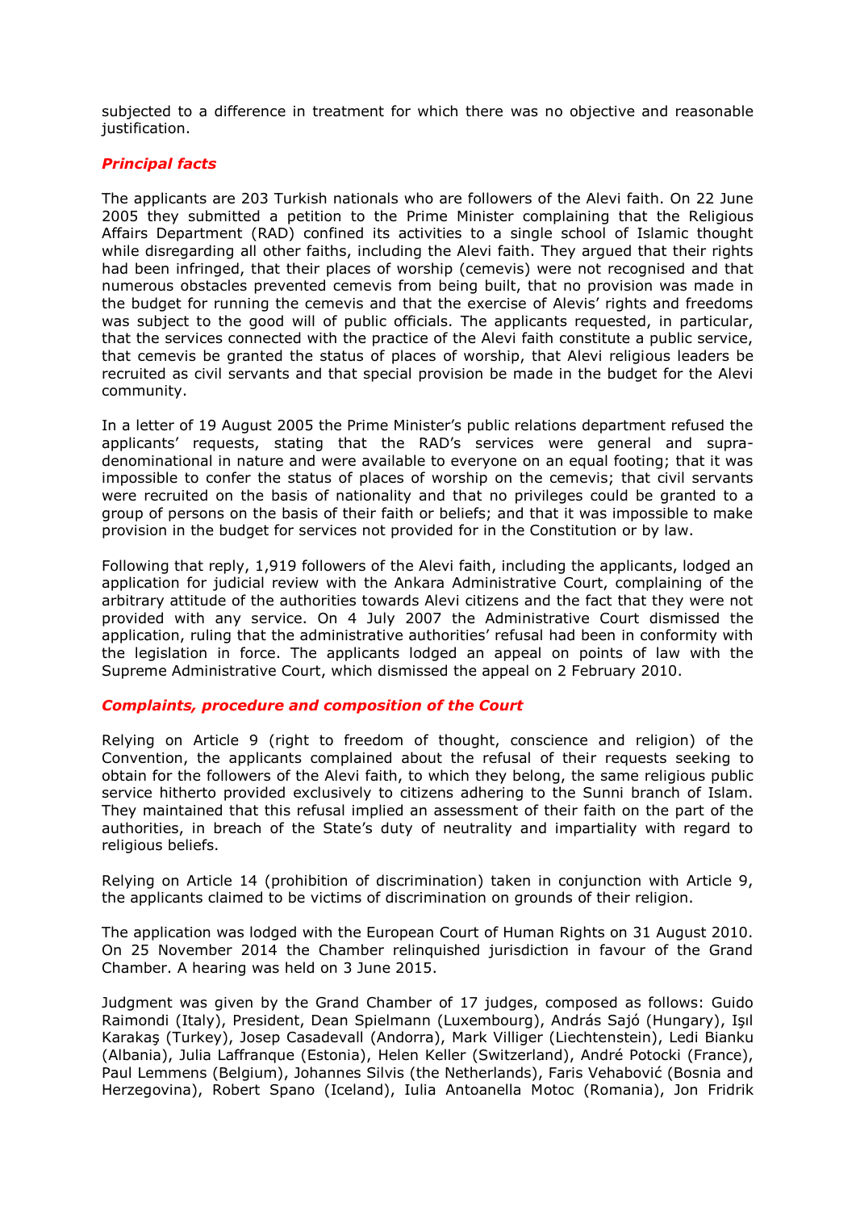subjected to a difference in treatment for which there was no objective and reasonable justification.

### *Principal facts*

The applicants are 203 Turkish nationals who are followers of the Alevi faith. On 22 June 2005 they submitted a petition to the Prime Minister complaining that the Religious Affairs Department (RAD) confined its activities to a single school of Islamic thought while disregarding all other faiths, including the Alevi faith. They argued that their rights had been infringed, that their places of worship (cemevis) were not recognised and that numerous obstacles prevented cemevis from being built, that no provision was made in the budget for running the cemevis and that the exercise of Alevis' rights and freedoms was subject to the good will of public officials. The applicants requested, in particular, that the services connected with the practice of the Alevi faith constitute a public service, that cemevis be granted the status of places of worship, that Alevi religious leaders be recruited as civil servants and that special provision be made in the budget for the Alevi community.

In a letter of 19 August 2005 the Prime Minister's public relations department refused the applicants' requests, stating that the RAD's services were general and supra-denominational in nature and were available to everyone on an equal footing; that it was impossible to confer the status of places of worship on the cemevis; that civil servants were recruited on the basis of nationality and that no privileges could be granted to a group of persons on the basis of their faith or beliefs; and that it was impossible to make provision in the budget for services not provided for in the Constitution or by law.

Following that reply, 1,919 followers of the Alevi faith, including the applicants, lodged an application for judicial review with the Ankara Administrative Court, complaining of the arbitrary attitude of the authorities towards Alevi citizens and the fact that they were not provided with any service. On 4 July 2007 the Administrative Court dismissed the application, ruling that the administrative authorities' refusal had been in conformity with the legislation in force. The applicants lodged an appeal on points of law with the Supreme Administrative Court, which dismissed the appeal on 2 February 2010.

### *Complaints, procedure and composition of the Court*

Relying on Article 9 (right to freedom of thought, conscience and religion) of the Convention, the applicants complained about the refusal of their requests seeking to obtain for the followers of the Alevi faith, to which they belong, the same religious public service hitherto provided exclusively to citizens adhering to the Sunni branch of Islam. They maintained that this refusal implied an assessment of their faith on the part of the authorities, in breach of the State's duty of neutrality and impartiality with regard to religious beliefs.

Relying on Article 14 (prohibition of discrimination) taken in conjunction with Article 9, the applicants claimed to be victims of discrimination on grounds of their religion.

The application was lodged with the European Court of Human Rights on 31 August 2010. On 25 November 2014 the Chamber relinquished jurisdiction in favour of the Grand Chamber. A hearing was held on 3 June 2015.

Judgment was given by the Grand Chamber of 17 judges, composed as follows: Guido Raimondi (Italy), President, Dean Spielmann (Luxembourg), András Sajó (Hungary), Işıl Karakaş (Turkey), Josep Casadevall (Andorra), Mark Villiger (Liechtenstein), Ledi Bianku (Albania), Julia Laffranque (Estonia), Helen Keller (Switzerland), André Potocki (France), Paul Lemmens (Belgium), Johannes Silvis (the Netherlands), Faris Vehabović (Bosnia and Herzegovina), Robert Spano (Iceland), Iulia Antoanella Motoc (Romania), Jon Fridrik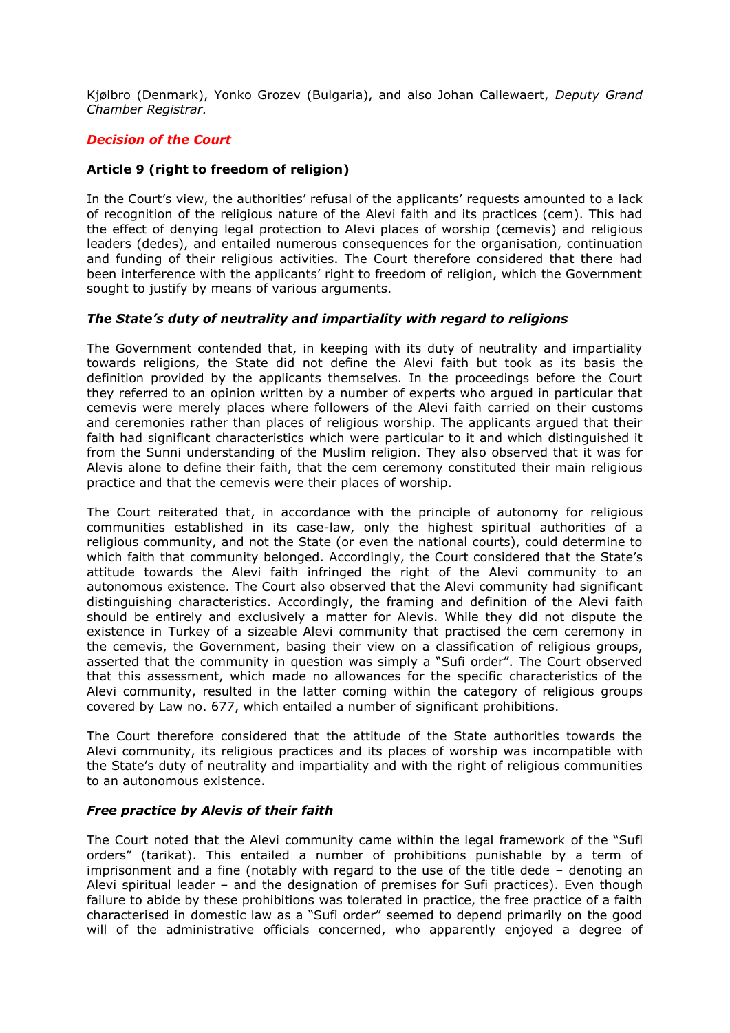Kjølbro (Denmark), Yonko Grozev (Bulgaria), and also Johan Callewaert, *Deputy Grand Chamber Registrar.*

***Decision of the Court***

**Article 9 (right to freedom of religion)**

In the Court's view, the authorities' refusal of the applicants' requests amounted to a lack of recognition of the religious nature of the Alevi faith and its practices (cem). This had the effect of denying legal protection to Alevi places of worship (cemevis) and religious leaders (dedes), and entailed numerous consequences for the organisation, continuation and funding of their religious activities. The Court therefore considered that there had been interference with the applicants' right to freedom of religion, which the Government sought to justify by means of various arguments.

***The State's duty of neutrality and impartiality with regard to religions***

The Government contended that, in keeping with its duty of neutrality and impartiality towards religions, the State did not define the Alevi faith but took as its basis the definition provided by the applicants themselves. In the proceedings before the Court they referred to an opinion written by a number of experts who argued in particular that cemevis were merely places where followers of the Alevi faith carried on their customs and ceremonies rather than places of religious worship. The applicants argued that their faith had significant characteristics which were particular to it and which distinguished it from the Sunni understanding of the Muslim religion. They also observed that it was for Alevis alone to define their faith, that the cem ceremony constituted their main religious practice and that the cemevis were their places of worship.

The Court reiterated that, in accordance with the principle of autonomy for religious communities established in its case-law, only the highest spiritual authorities of a religious community, and not the State (or even the national courts), could determine to which faith that community belonged. Accordingly, the Court considered that the State's attitude towards the Alevi faith infringed the right of the Alevi community to an autonomous existence. The Court also observed that the Alevi community had significant distinguishing characteristics. Accordingly, the framing and definition of the Alevi faith should be entirely and exclusively a matter for Alevis. While they did not dispute the existence in Turkey of a sizeable Alevi community that practised the cem ceremony in the cemevis, the Government, basing their view on a classification of religious groups, asserted that the community in question was simply a "Sufi order". The Court observed that this assessment, which made no allowances for the specific characteristics of the Alevi community, resulted in the latter coming within the category of religious groups covered by Law no. 677, which entailed a number of significant prohibitions.

The Court therefore considered that the attitude of the State authorities towards the Alevi community, its religious practices and its places of worship was incompatible with the State's duty of neutrality and impartiality and with the right of religious communities to an autonomous existence.

***Free practice by Alevis of their faith***

The Court noted that the Alevi community came within the legal framework of the "Sufi orders" (tarikat). This entailed a number of prohibitions punishable by a term of imprisonment and a fine (notably with regard to the use of the title dede – denoting an Alevi spiritual leader – and the designation of premises for Sufi practices). Even though failure to abide by these prohibitions was tolerated in practice, the free practice of a faith characterised in domestic law as a "Sufi order" seemed to depend primarily on the good will of the administrative officials concerned, who apparently enjoyed a degree of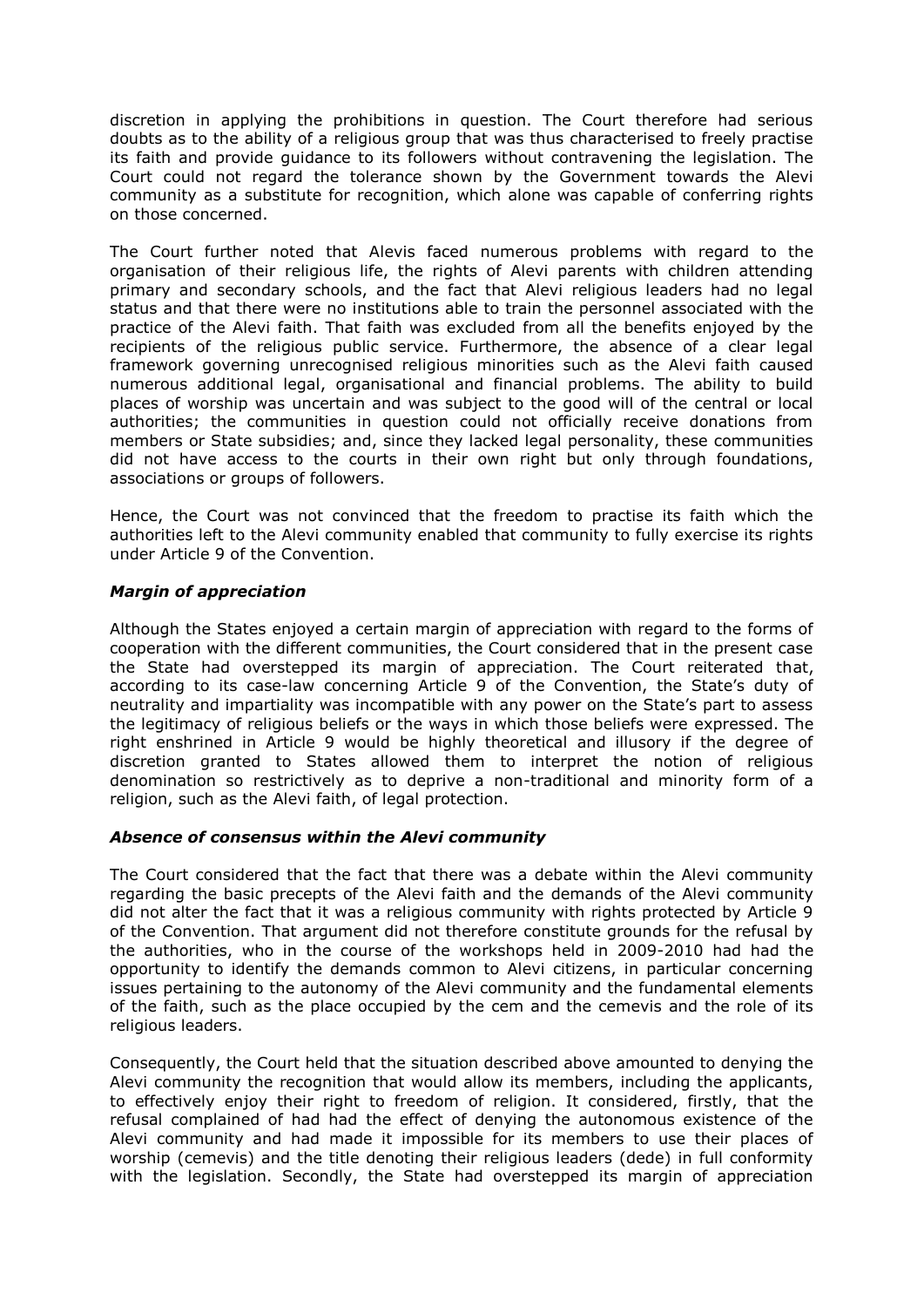discretion in applying the prohibitions in question. The Court therefore had serious doubts as to the ability of a religious group that was thus characterised to freely practise its faith and provide guidance to its followers without contravening the legislation. The Court could not regard the tolerance shown by the Government towards the Alevi community as a substitute for recognition, which alone was capable of conferring rights on those concerned.

The Court further noted that Alevis faced numerous problems with regard to the organisation of their religious life, the rights of Alevi parents with children attending primary and secondary schools, and the fact that Alevi religious leaders had no legal status and that there were no institutions able to train the personnel associated with the practice of the Alevi faith. That faith was excluded from all the benefits enjoyed by the recipients of the religious public service. Furthermore, the absence of a clear legal framework governing unrecognised religious minorities such as the Alevi faith caused numerous additional legal, organisational and financial problems. The ability to build places of worship was uncertain and was subject to the good will of the central or local authorities; the communities in question could not officially receive donations from members or State subsidies; and, since they lacked legal personality, these communities did not have access to the courts in their own right but only through foundations, associations or groups of followers.

Hence, the Court was not convinced that the freedom to practise its faith which the authorities left to the Alevi community enabled that community to fully exercise its rights under Article 9 of the Convention.

### *Margin of appreciation*

Although the States enjoyed a certain margin of appreciation with regard to the forms of cooperation with the different communities, the Court considered that in the present case the State had overstepped its margin of appreciation. The Court reiterated that, according to its case-law concerning Article 9 of the Convention, the State's duty of neutrality and impartiality was incompatible with any power on the State's part to assess the legitimacy of religious beliefs or the ways in which those beliefs were expressed. The right enshrined in Article 9 would be highly theoretical and illusory if the degree of discretion granted to States allowed them to interpret the notion of religious denomination so restrictively as to deprive a non-traditional and minority form of a religion, such as the Alevi faith, of legal protection.

### *Absence of consensus within the Alevi community*

The Court considered that the fact that there was a debate within the Alevi community regarding the basic precepts of the Alevi faith and the demands of the Alevi community did not alter the fact that it was a religious community with rights protected by Article 9 of the Convention. That argument did not therefore constitute grounds for the refusal by the authorities, who in the course of the workshops held in 2009-2010 had had the opportunity to identify the demands common to Alevi citizens, in particular concerning issues pertaining to the autonomy of the Alevi community and the fundamental elements of the faith, such as the place occupied by the cem and the cemevis and the role of its religious leaders.

Consequently, the Court held that the situation described above amounted to denying the Alevi community the recognition that would allow its members, including the applicants, to effectively enjoy their right to freedom of religion. It considered, firstly, that the refusal complained of had had the effect of denying the autonomous existence of the Alevi community and had made it impossible for its members to use their places of worship (cemevis) and the title denoting their religious leaders (dede) in full conformity with the legislation. Secondly, the State had overstepped its margin of appreciation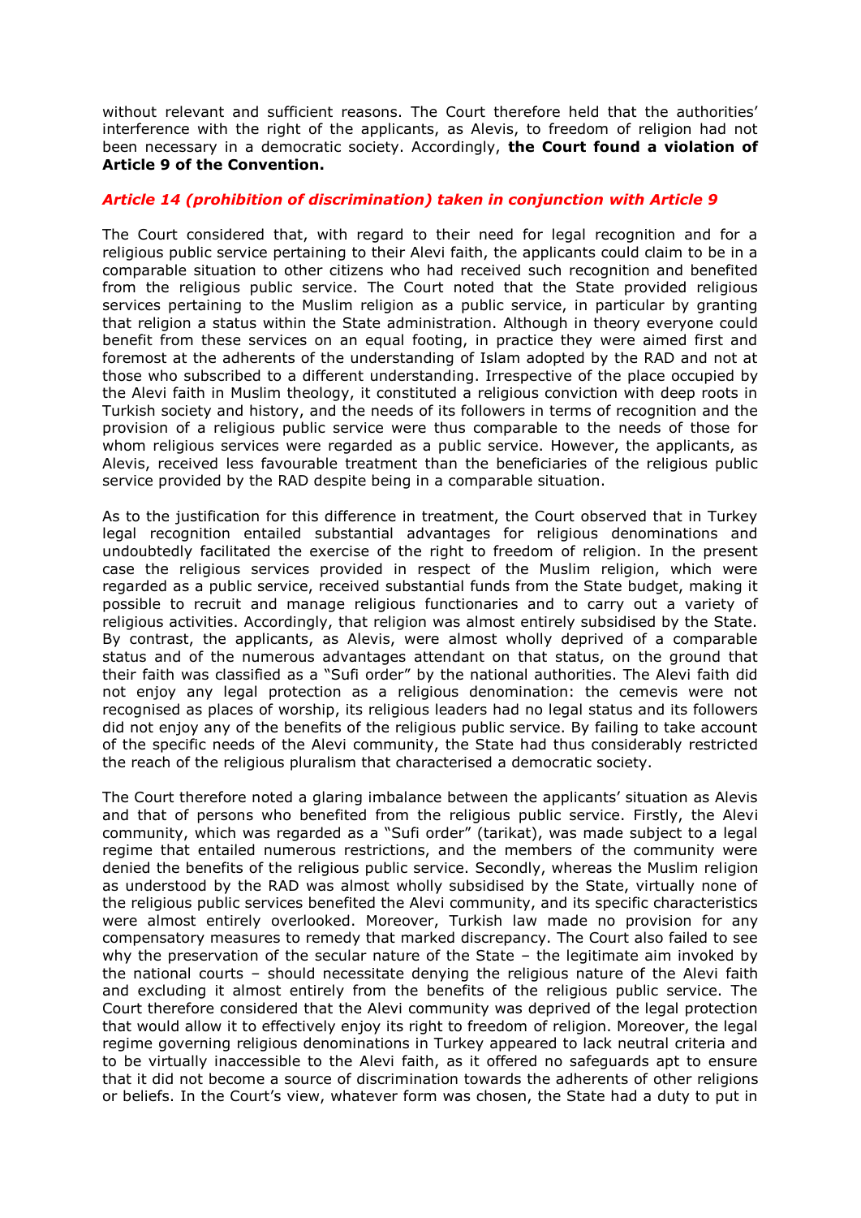without relevant and sufficient reasons. The Court therefore held that the authorities' interference with the right of the applicants, as Alevis, to freedom of religion had not been necessary in a democratic society. Accordingly, **the Court found a violation of Article 9 of the Convention.**

### *Article 14 (prohibition of discrimination) taken in conjunction with Article 9*

The Court considered that, with regard to their need for legal recognition and for a religious public service pertaining to their Alevi faith, the applicants could claim to be in a comparable situation to other citizens who had received such recognition and benefited from the religious public service. The Court noted that the State provided religious services pertaining to the Muslim religion as a public service, in particular by granting that religion a status within the State administration. Although in theory everyone could benefit from these services on an equal footing, in practice they were aimed first and foremost at the adherents of the understanding of Islam adopted by the RAD and not at those who subscribed to a different understanding. Irrespective of the place occupied by the Alevi faith in Muslim theology, it constituted a religious conviction with deep roots in Turkish society and history, and the needs of its followers in terms of recognition and the provision of a religious public service were thus comparable to the needs of those for whom religious services were regarded as a public service. However, the applicants, as Alevis, received less favourable treatment than the beneficiaries of the religious public service provided by the RAD despite being in a comparable situation.

As to the justification for this difference in treatment, the Court observed that in Turkey legal recognition entailed substantial advantages for religious denominations and undoubtedly facilitated the exercise of the right to freedom of religion. In the present case the religious services provided in respect of the Muslim religion, which were regarded as a public service, received substantial funds from the State budget, making it possible to recruit and manage religious functionaries and to carry out a variety of religious activities. Accordingly, that religion was almost entirely subsidised by the State. By contrast, the applicants, as Alevis, were almost wholly deprived of a comparable status and of the numerous advantages attendant on that status, on the ground that their faith was classified as a "Sufi order" by the national authorities. The Alevi faith did not enjoy any legal protection as a religious denomination: the cemevis were not recognised as places of worship, its religious leaders had no legal status and its followers did not enjoy any of the benefits of the religious public service. By failing to take account of the specific needs of the Alevi community, the State had thus considerably restricted the reach of the religious pluralism that characterised a democratic society.

The Court therefore noted a glaring imbalance between the applicants' situation as Alevis and that of persons who benefited from the religious public service. Firstly, the Alevi community, which was regarded as a "Sufi order" (tarikat), was made subject to a legal regime that entailed numerous restrictions, and the members of the community were denied the benefits of the religious public service. Secondly, whereas the Muslim religion as understood by the RAD was almost wholly subsidised by the State, virtually none of the religious public services benefited the Alevi community, and its specific characteristics were almost entirely overlooked. Moreover, Turkish law made no provision for any compensatory measures to remedy that marked discrepancy. The Court also failed to see why the preservation of the secular nature of the State – the legitimate aim invoked by the national courts – should necessitate denying the religious nature of the Alevi faith and excluding it almost entirely from the benefits of the religious public service. The Court therefore considered that the Alevi community was deprived of the legal protection that would allow it to effectively enjoy its right to freedom of religion. Moreover, the legal regime governing religious denominations in Turkey appeared to lack neutral criteria and to be virtually inaccessible to the Alevi faith, as it offered no safeguards apt to ensure that it did not become a source of discrimination towards the adherents of other religions or beliefs. In the Court's view, whatever form was chosen, the State had a duty to put in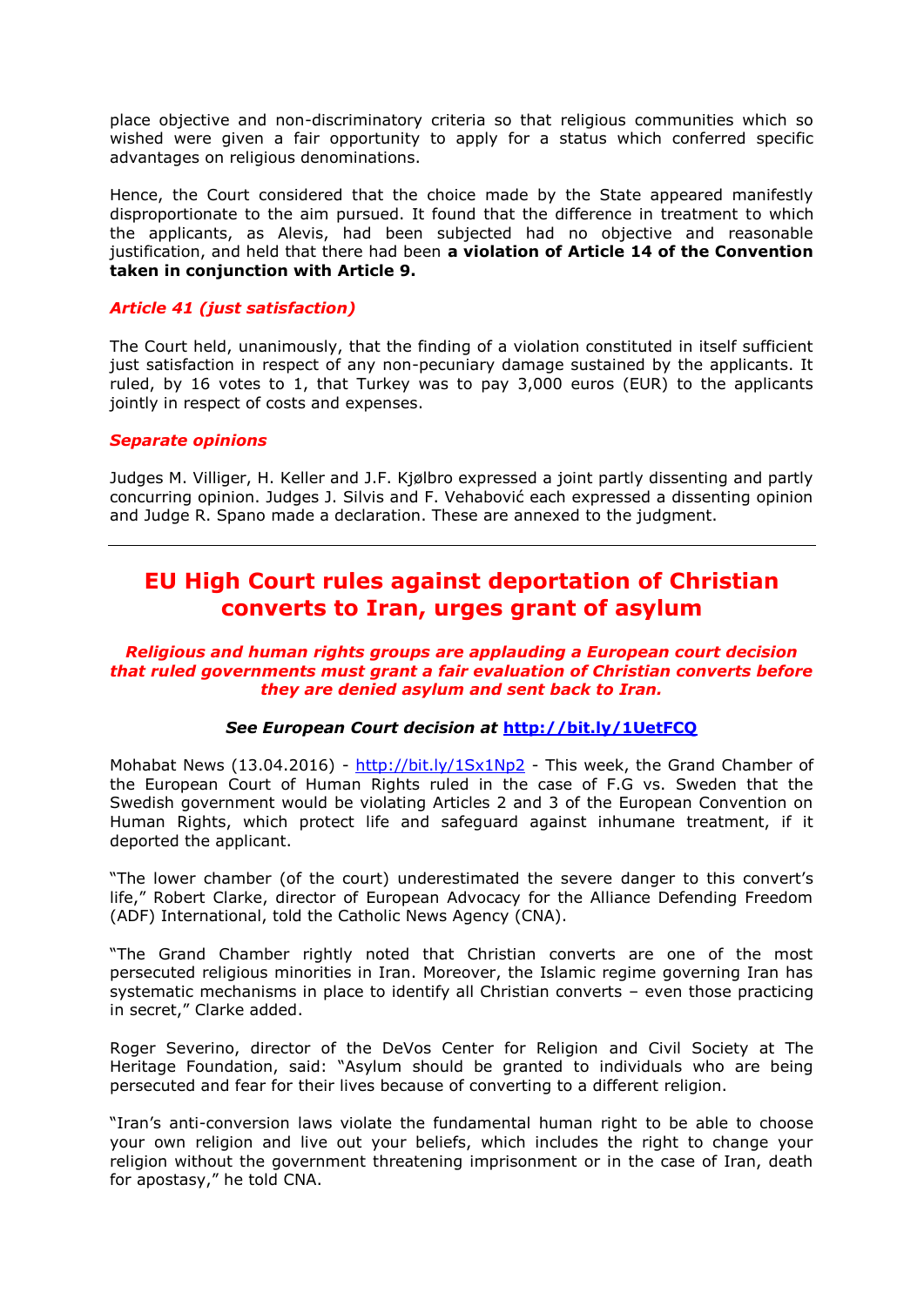place objective and non-discriminatory criteria so that religious communities which so wished were given a fair opportunity to apply for a status which conferred specific advantages on religious denominations.

Hence, the Court considered that the choice made by the State appeared manifestly disproportionate to the aim pursued. It found that the difference in treatment to which the applicants, as Alevis, had been subjected had no objective and reasonable justification, and held that there had been **a violation of Article 14 of the Convention taken in conjunction with Article 9.**

### *Article 41 (just satisfaction)*

The Court held, unanimously, that the finding of a violation constituted in itself sufficient just satisfaction in respect of any non-pecuniary damage sustained by the applicants. It ruled, by 16 votes to 1, that Turkey was to pay 3,000 euros (EUR) to the applicants jointly in respect of costs and expenses.

### *Separate opinions*

Judges M. Villiger, H. Keller and J.F. Kjølbro expressed a joint partly dissenting and partly concurring opinion. Judges J. Silvis and F. Vehabović each expressed a dissenting opinion and Judge R. Spano made a declaration. These are annexed to the judgment.

---

## EU High Court rules against deportation of Christian converts to Iran, urges grant of asylum

***Religious and human rights groups are applauding a European court decision that ruled governments must grant a fair evaluation of Christian converts before they are denied asylum and sent back to Iran.***

***See European Court decision at http://bit.ly/1UetFCQ***

Mohabat News (13.04.2016) - http://bit.ly/1Sx1Np2 - This week, the Grand Chamber of the European Court of Human Rights ruled in the case of F.G vs. Sweden that the Swedish government would be violating Articles 2 and 3 of the European Convention on Human Rights, which protect life and safeguard against inhumane treatment, if it deported the applicant.

"The lower chamber (of the court) underestimated the severe danger to this convert's life," Robert Clarke, director of European Advocacy for the Alliance Defending Freedom (ADF) International, told the Catholic News Agency (CNA).

"The Grand Chamber rightly noted that Christian converts are one of the most persecuted religious minorities in Iran. Moreover, the Islamic regime governing Iran has systematic mechanisms in place to identify all Christian converts – even those practicing in secret," Clarke added.

Roger Severino, director of the DeVos Center for Religion and Civil Society at The Heritage Foundation, said: "Asylum should be granted to individuals who are being persecuted and fear for their lives because of converting to a different religion.

"Iran's anti-conversion laws violate the fundamental human right to be able to choose your own religion and live out your beliefs, which includes the right to change your religion without the government threatening imprisonment or in the case of Iran, death for apostasy," he told CNA.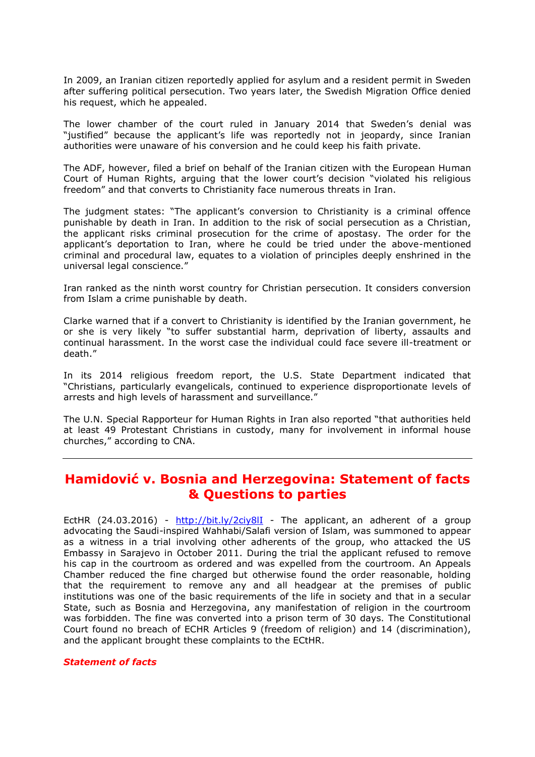In 2009, an Iranian citizen reportedly applied for asylum and a resident permit in Sweden after suffering political persecution. Two years later, the Swedish Migration Office denied his request, which he appealed.

The lower chamber of the court ruled in January 2014 that Sweden's denial was "justified" because the applicant's life was reportedly not in jeopardy, since Iranian authorities were unaware of his conversion and he could keep his faith private.

The ADF, however, filed a brief on behalf of the Iranian citizen with the European Human Court of Human Rights, arguing that the lower court's decision "violated his religious freedom" and that converts to Christianity face numerous threats in Iran.

The judgment states: "The applicant's conversion to Christianity is a criminal offence punishable by death in Iran. In addition to the risk of social persecution as a Christian, the applicant risks criminal prosecution for the crime of apostasy. The order for the applicant's deportation to Iran, where he could be tried under the above-mentioned criminal and procedural law, equates to a violation of principles deeply enshrined in the universal legal conscience."

Iran ranked as the ninth worst country for Christian persecution. It considers conversion from Islam a crime punishable by death.

Clarke warned that if a convert to Christianity is identified by the Iranian government, he or she is very likely "to suffer substantial harm, deprivation of liberty, assaults and continual harassment. In the worst case the individual could face severe ill-treatment or death."

In its 2014 religious freedom report, the U.S. State Department indicated that "Christians, particularly evangelicals, continued to experience disproportionate levels of arrests and high levels of harassment and surveillance."

The U.N. Special Rapporteur for Human Rights in Iran also reported "that authorities held at least 49 Protestant Christians in custody, many for involvement in informal house churches," according to CNA.

---

## Hamidović v. Bosnia and Herzegovina: Statement of facts & Questions to parties

EctHR (24.03.2016) - http://bit.ly/2ciy8lI - The applicant, an adherent of a group advocating the Saudi-inspired Wahhabi/Salafi version of Islam, was summoned to appear as a witness in a trial involving other adherents of the group, who attacked the US Embassy in Sarajevo in October 2011. During the trial the applicant refused to remove his cap in the courtroom as ordered and was expelled from the courtroom. An Appeals Chamber reduced the fine charged but otherwise found the order reasonable, holding that the requirement to remove any and all headgear at the premises of public institutions was one of the basic requirements of the life in society and that in a secular State, such as Bosnia and Herzegovina, any manifestation of religion in the courtroom was forbidden. The fine was converted into a prison term of 30 days. The Constitutional Court found no breach of ECHR Articles 9 (freedom of religion) and 14 (discrimination), and the applicant brought these complaints to the ECtHR.

***Statement of facts***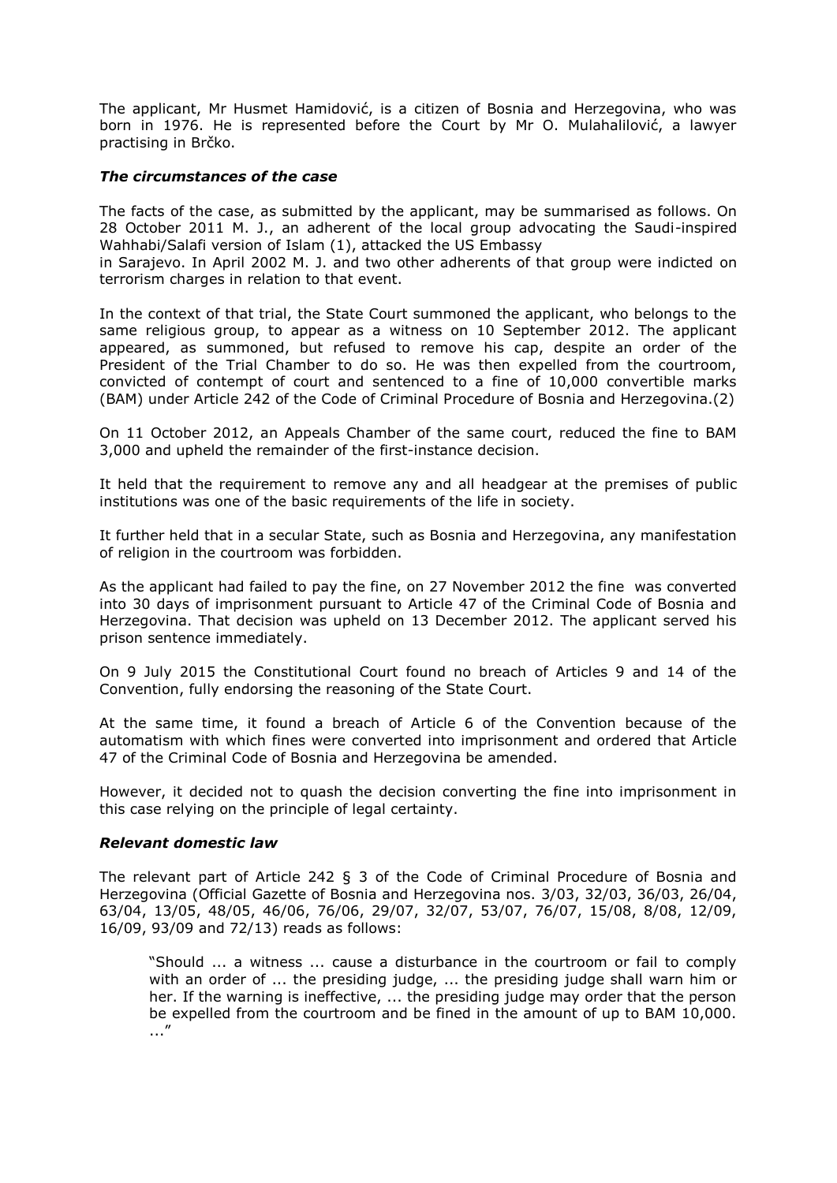The applicant, Mr Husmet Hamidović, is a citizen of Bosnia and Herzegovina, who was born in 1976. He is represented before the Court by Mr O. Mulahalilović, a lawyer practising in Brčko.

### *The circumstances of the case*

The facts of the case, as submitted by the applicant, may be summarised as follows. On 28 October 2011 M. J., an adherent of the local group advocating the Saudi-inspired Wahhabi/Salafi version of Islam (1), attacked the US Embassy in Sarajevo. In April 2002 M. J. and two other adherents of that group were indicted on terrorism charges in relation to that event.

In the context of that trial, the State Court summoned the applicant, who belongs to the same religious group, to appear as a witness on 10 September 2012. The applicant appeared, as summoned, but refused to remove his cap, despite an order of the President of the Trial Chamber to do so. He was then expelled from the courtroom, convicted of contempt of court and sentenced to a fine of 10,000 convertible marks (BAM) under Article 242 of the Code of Criminal Procedure of Bosnia and Herzegovina.(2)

On 11 October 2012, an Appeals Chamber of the same court, reduced the fine to BAM 3,000 and upheld the remainder of the first-instance decision.

It held that the requirement to remove any and all headgear at the premises of public institutions was one of the basic requirements of the life in society.

It further held that in a secular State, such as Bosnia and Herzegovina, any manifestation of religion in the courtroom was forbidden.

As the applicant had failed to pay the fine, on 27 November 2012 the fine was converted into 30 days of imprisonment pursuant to Article 47 of the Criminal Code of Bosnia and Herzegovina. That decision was upheld on 13 December 2012. The applicant served his prison sentence immediately.

On 9 July 2015 the Constitutional Court found no breach of Articles 9 and 14 of the Convention, fully endorsing the reasoning of the State Court.

At the same time, it found a breach of Article 6 of the Convention because of the automatism with which fines were converted into imprisonment and ordered that Article 47 of the Criminal Code of Bosnia and Herzegovina be amended.

However, it decided not to quash the decision converting the fine into imprisonment in this case relying on the principle of legal certainty.

### *Relevant domestic law*

The relevant part of Article 242 § 3 of the Code of Criminal Procedure of Bosnia and Herzegovina (Official Gazette of Bosnia and Herzegovina nos. 3/03, 32/03, 36/03, 26/04, 63/04, 13/05, 48/05, 46/06, 76/06, 29/07, 32/07, 53/07, 76/07, 15/08, 8/08, 12/09, 16/09, 93/09 and 72/13) reads as follows:

> "Should ... a witness ... cause a disturbance in the courtroom or fail to comply with an order of ... the presiding judge, ... the presiding judge shall warn him or her. If the warning is ineffective, ... the presiding judge may order that the person be expelled from the courtroom and be fined in the amount of up to BAM 10,000. ..."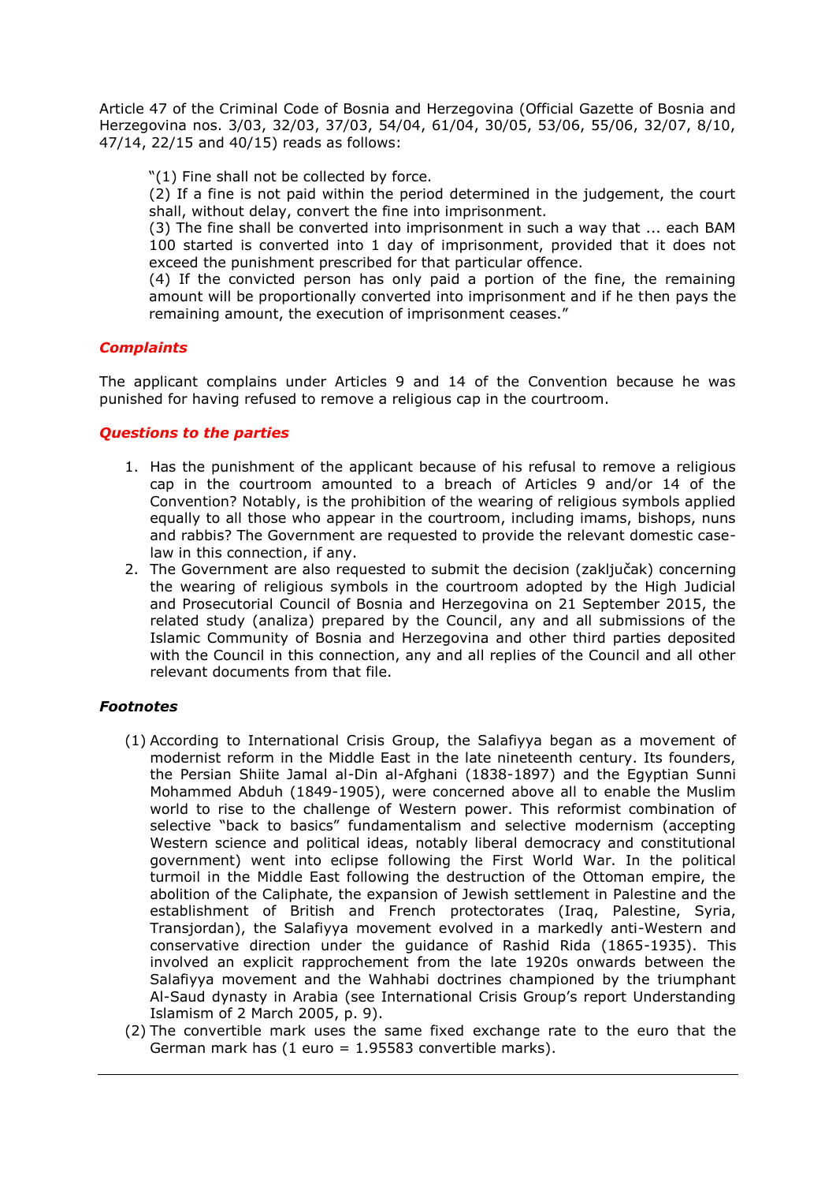Article 47 of the Criminal Code of Bosnia and Herzegovina (Official Gazette of Bosnia and Herzegovina nos. 3/03, 32/03, 37/03, 54/04, 61/04, 30/05, 53/06, 55/06, 32/07, 8/10, 47/14, 22/15 and 40/15) reads as follows:

> "(1) Fine shall not be collected by force.
> (2) If a fine is not paid within the period determined in the judgement, the court shall, without delay, convert the fine into imprisonment.
> (3) The fine shall be converted into imprisonment in such a way that ... each BAM 100 started is converted into 1 day of imprisonment, provided that it does not exceed the punishment prescribed for that particular offence.
> (4) If the convicted person has only paid a portion of the fine, the remaining amount will be proportionally converted into imprisonment and if he then pays the remaining amount, the execution of imprisonment ceases."

### *Complaints*

The applicant complains under Articles 9 and 14 of the Convention because he was punished for having refused to remove a religious cap in the courtroom.

### *Questions to the parties*

1. Has the punishment of the applicant because of his refusal to remove a religious cap in the courtroom amounted to a breach of Articles 9 and/or 14 of the Convention? Notably, is the prohibition of the wearing of religious symbols applied equally to all those who appear in the courtroom, including imams, bishops, nuns and rabbis? The Government are requested to provide the relevant domestic case-law in this connection, if any.
2. The Government are also requested to submit the decision (zaključak) concerning the wearing of religious symbols in the courtroom adopted by the High Judicial and Prosecutorial Council of Bosnia and Herzegovina on 21 September 2015, the related study (analiza) prepared by the Council, any and all submissions of the Islamic Community of Bosnia and Herzegovina and other third parties deposited with the Council in this connection, any and all replies of the Council and all other relevant documents from that file.

### *Footnotes*

(1) According to International Crisis Group, the Salafiyya began as a movement of modernist reform in the Middle East in the late nineteenth century. Its founders, the Persian Shiite Jamal al-Din al-Afghani (1838-1897) and the Egyptian Sunni Mohammed Abduh (1849-1905), were concerned above all to enable the Muslim world to rise to the challenge of Western power. This reformist combination of selective "back to basics" fundamentalism and selective modernism (accepting Western science and political ideas, notably liberal democracy and constitutional government) went into eclipse following the First World War. In the political turmoil in the Middle East following the destruction of the Ottoman empire, the abolition of the Caliphate, the expansion of Jewish settlement in Palestine and the establishment of British and French protectorates (Iraq, Palestine, Syria, Transjordan), the Salafiyya movement evolved in a markedly anti-Western and conservative direction under the guidance of Rashid Rida (1865-1935). This involved an explicit rapprochement from the late 1920s onwards between the Salafiyya movement and the Wahhabi doctrines championed by the triumphant Al-Saud dynasty in Arabia (see International Crisis Group's report Understanding Islamism of 2 March 2005, p. 9).

(2) The convertible mark uses the same fixed exchange rate to the euro that the German mark has (1 euro = 1.95583 convertible marks).